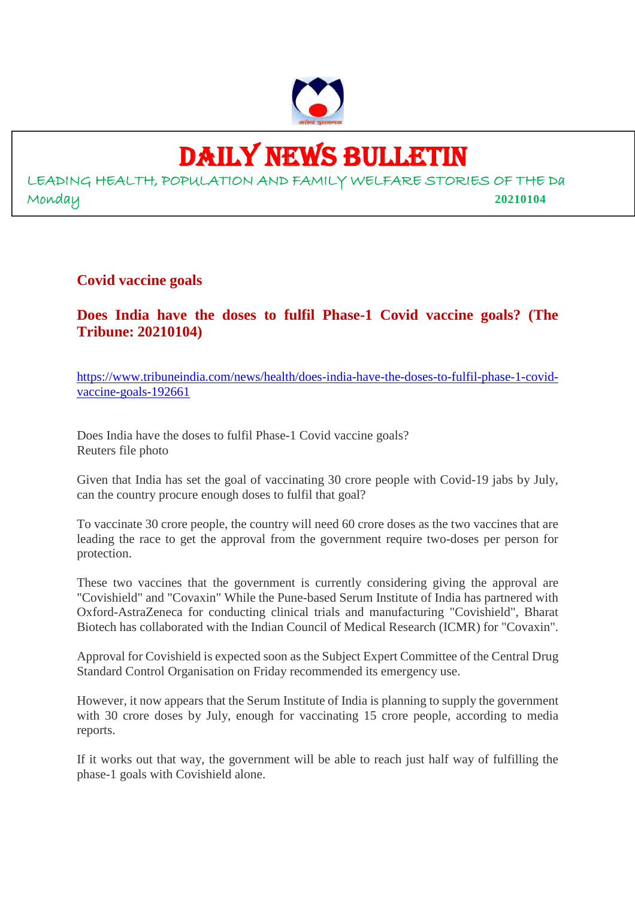# DAILY NEWS BULLETIN

LEADING HEALTH, POPULATION AND FAMILY WELFARE STORIES OF THE Da
Monday **20210104**

## Covid vaccine goals

### Does India have the doses to fulfil Phase-1 Covid vaccine goals? (The Tribune: 20210104)

https://www.tribuneindia.com/news/health/does-india-have-the-doses-to-fulfil-phase-1-covid-vaccine-goals-192661

Does India have the doses to fulfil Phase-1 Covid vaccine goals?
Reuters file photo

Given that India has set the goal of vaccinating 30 crore people with Covid-19 jabs by July, can the country procure enough doses to fulfil that goal?

To vaccinate 30 crore people, the country will need 60 crore doses as the two vaccines that are leading the race to get the approval from the government require two-doses per person for protection.

These two vaccines that the government is currently considering giving the approval are "Covishield" and "Covaxin" While the Pune-based Serum Institute of India has partnered with Oxford-AstraZeneca for conducting clinical trials and manufacturing "Covishield", Bharat Biotech has collaborated with the Indian Council of Medical Research (ICMR) for "Covaxin".

Approval for Covishield is expected soon as the Subject Expert Committee of the Central Drug Standard Control Organisation on Friday recommended its emergency use.

However, it now appears that the Serum Institute of India is planning to supply the government with 30 crore doses by July, enough for vaccinating 15 crore people, according to media reports.

If it works out that way, the government will be able to reach just half way of fulfilling the phase-1 goals with Covishield alone.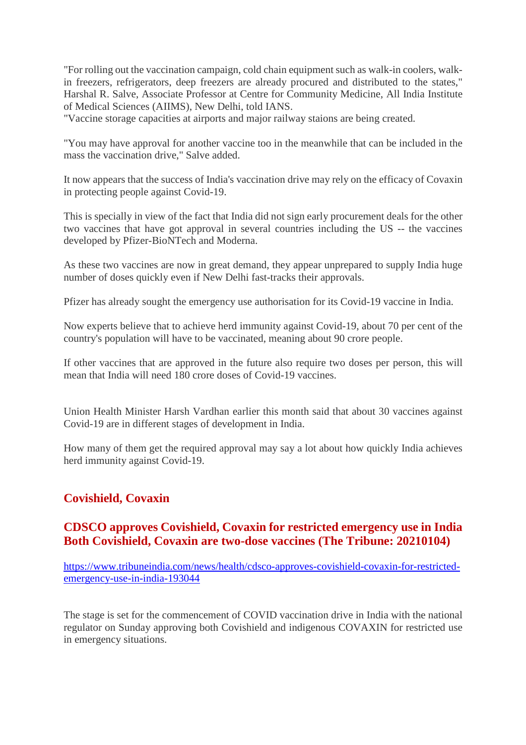"For rolling out the vaccination campaign, cold chain equipment such as walk-in coolers, walk-in freezers, refrigerators, deep freezers are already procured and distributed to the states," Harshal R. Salve, Associate Professor at Centre for Community Medicine, All India Institute of Medical Sciences (AIIMS), New Delhi, told IANS.
"Vaccine storage capacities at airports and major railway staions are being created.

"You may have approval for another vaccine too in the meanwhile that can be included in the mass the vaccination drive," Salve added.

It now appears that the success of India's vaccination drive may rely on the efficacy of Covaxin in protecting people against Covid-19.

This is specially in view of the fact that India did not sign early procurement deals for the other two vaccines that have got approval in several countries including the US -- the vaccines developed by Pfizer-BioNTech and Moderna.

As these two vaccines are now in great demand, they appear unprepared to supply India huge number of doses quickly even if New Delhi fast-tracks their approvals.

Pfizer has already sought the emergency use authorisation for its Covid-19 vaccine in India.

Now experts believe that to achieve herd immunity against Covid-19, about 70 per cent of the country's population will have to be vaccinated, meaning about 90 crore people.

If other vaccines that are approved in the future also require two doses per person, this will mean that India will need 180 crore doses of Covid-19 vaccines.

Union Health Minister Harsh Vardhan earlier this month said that about 30 vaccines against Covid-19 are in different stages of development in India.

How many of them get the required approval may say a lot about how quickly India achieves herd immunity against Covid-19.

## Covishield, Covaxin

### CDSCO approves Covishield, Covaxin for restricted emergency use in India Both Covishield, Covaxin are two-dose vaccines (The Tribune: 20210104)

https://www.tribuneindia.com/news/health/cdsco-approves-covishield-covaxin-for-restricted-emergency-use-in-india-193044

The stage is set for the commencement of COVID vaccination drive in India with the national regulator on Sunday approving both Covishield and indigenous COVAXIN for restricted use in emergency situations.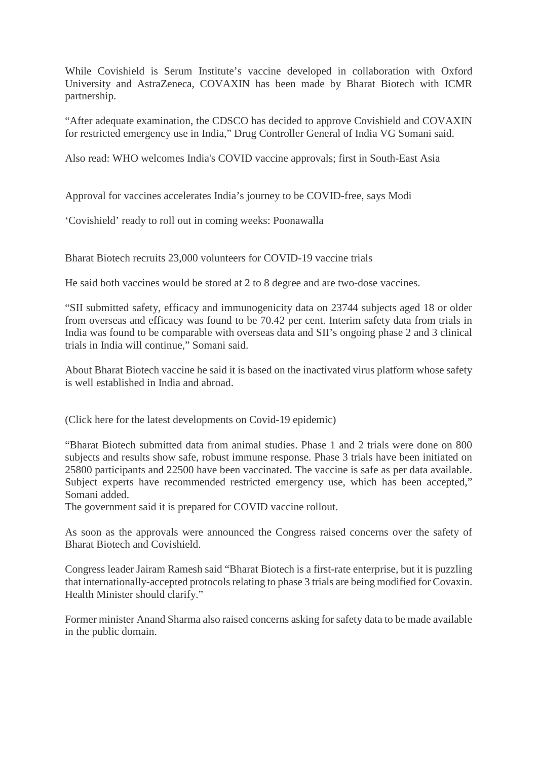While Covishield is Serum Institute's vaccine developed in collaboration with Oxford University and AstraZeneca, COVAXIN has been made by Bharat Biotech with ICMR partnership.

"After adequate examination, the CDSCO has decided to approve Covishield and COVAXIN for restricted emergency use in India," Drug Controller General of India VG Somani said.

Also read: WHO welcomes India's COVID vaccine approvals; first in South-East Asia

Approval for vaccines accelerates India's journey to be COVID-free, says Modi

'Covishield' ready to roll out in coming weeks: Poonawalla

Bharat Biotech recruits 23,000 volunteers for COVID-19 vaccine trials

He said both vaccines would be stored at 2 to 8 degree and are two-dose vaccines.

"SII submitted safety, efficacy and immunogenicity data on 23744 subjects aged 18 or older from overseas and efficacy was found to be 70.42 per cent. Interim safety data from trials in India was found to be comparable with overseas data and SII's ongoing phase 2 and 3 clinical trials in India will continue," Somani said.

About Bharat Biotech vaccine he said it is based on the inactivated virus platform whose safety is well established in India and abroad.

(Click here for the latest developments on Covid-19 epidemic)

"Bharat Biotech submitted data from animal studies. Phase 1 and 2 trials were done on 800 subjects and results show safe, robust immune response. Phase 3 trials have been initiated on 25800 participants and 22500 have been vaccinated. The vaccine is safe as per data available. Subject experts have recommended restricted emergency use, which has been accepted," Somani added.
The government said it is prepared for COVID vaccine rollout.

As soon as the approvals were announced the Congress raised concerns over the safety of Bharat Biotech and Covishield.

Congress leader Jairam Ramesh said "Bharat Biotech is a first-rate enterprise, but it is puzzling that internationally-accepted protocols relating to phase 3 trials are being modified for Covaxin. Health Minister should clarify."

Former minister Anand Sharma also raised concerns asking for safety data to be made available in the public domain.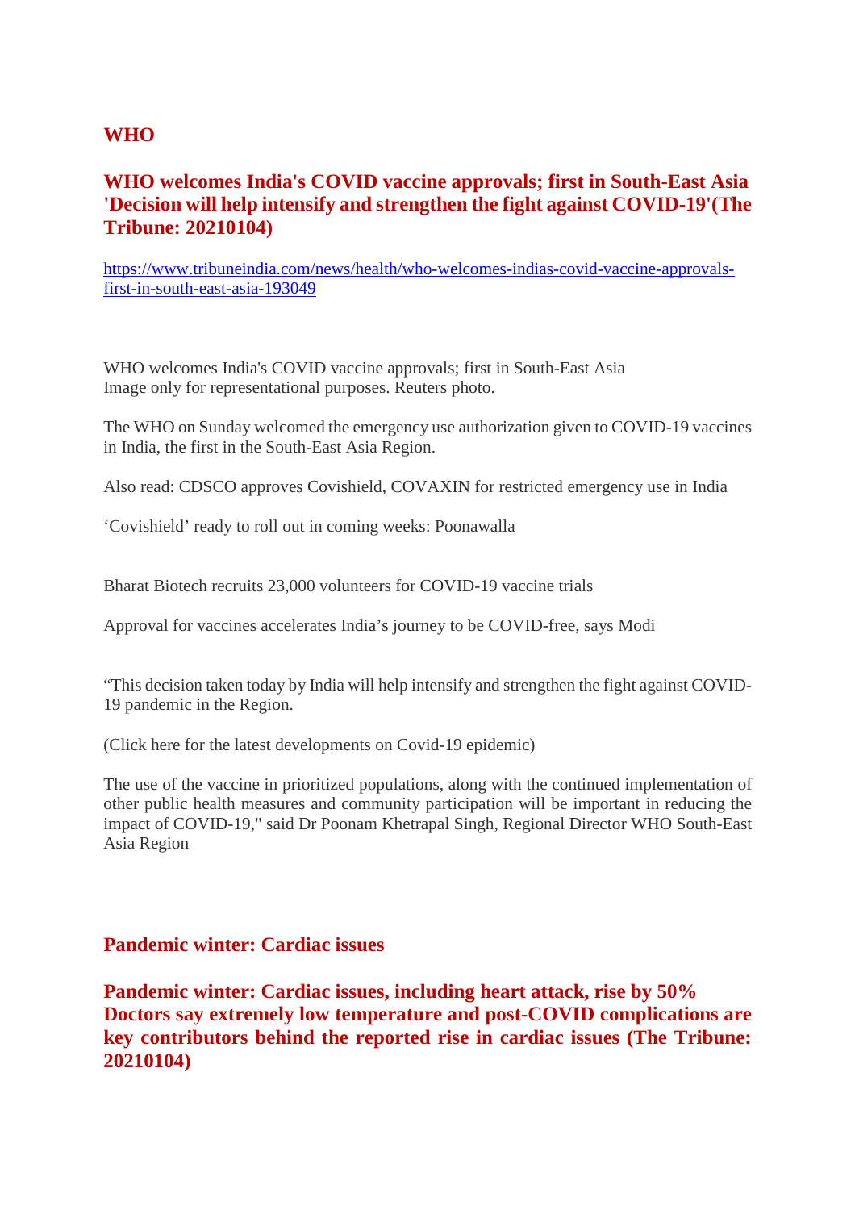## WHO

### WHO welcomes India's COVID vaccine approvals; first in South-East Asia 'Decision will help intensify and strengthen the fight against COVID-19'(The Tribune: 20210104)

https://www.tribuneindia.com/news/health/who-welcomes-indias-covid-vaccine-approvals-first-in-south-east-asia-193049

WHO welcomes India's COVID vaccine approvals; first in South-East Asia
Image only for representational purposes. Reuters photo.

The WHO on Sunday welcomed the emergency use authorization given to COVID-19 vaccines in India, the first in the South-East Asia Region.

Also read: CDSCO approves Covishield, COVAXIN for restricted emergency use in India

'Covishield' ready to roll out in coming weeks: Poonawalla

Bharat Biotech recruits 23,000 volunteers for COVID-19 vaccine trials

Approval for vaccines accelerates India's journey to be COVID-free, says Modi

"This decision taken today by India will help intensify and strengthen the fight against COVID-19 pandemic in the Region.

(Click here for the latest developments on Covid-19 epidemic)

The use of the vaccine in prioritized populations, along with the continued implementation of other public health measures and community participation will be important in reducing the impact of COVID-19," said Dr Poonam Khetrapal Singh, Regional Director WHO South-East Asia Region

## Pandemic winter: Cardiac issues

### Pandemic winter: Cardiac issues, including heart attack, rise by 50% Doctors say extremely low temperature and post-COVID complications are key contributors behind the reported rise in cardiac issues (The Tribune: 20210104)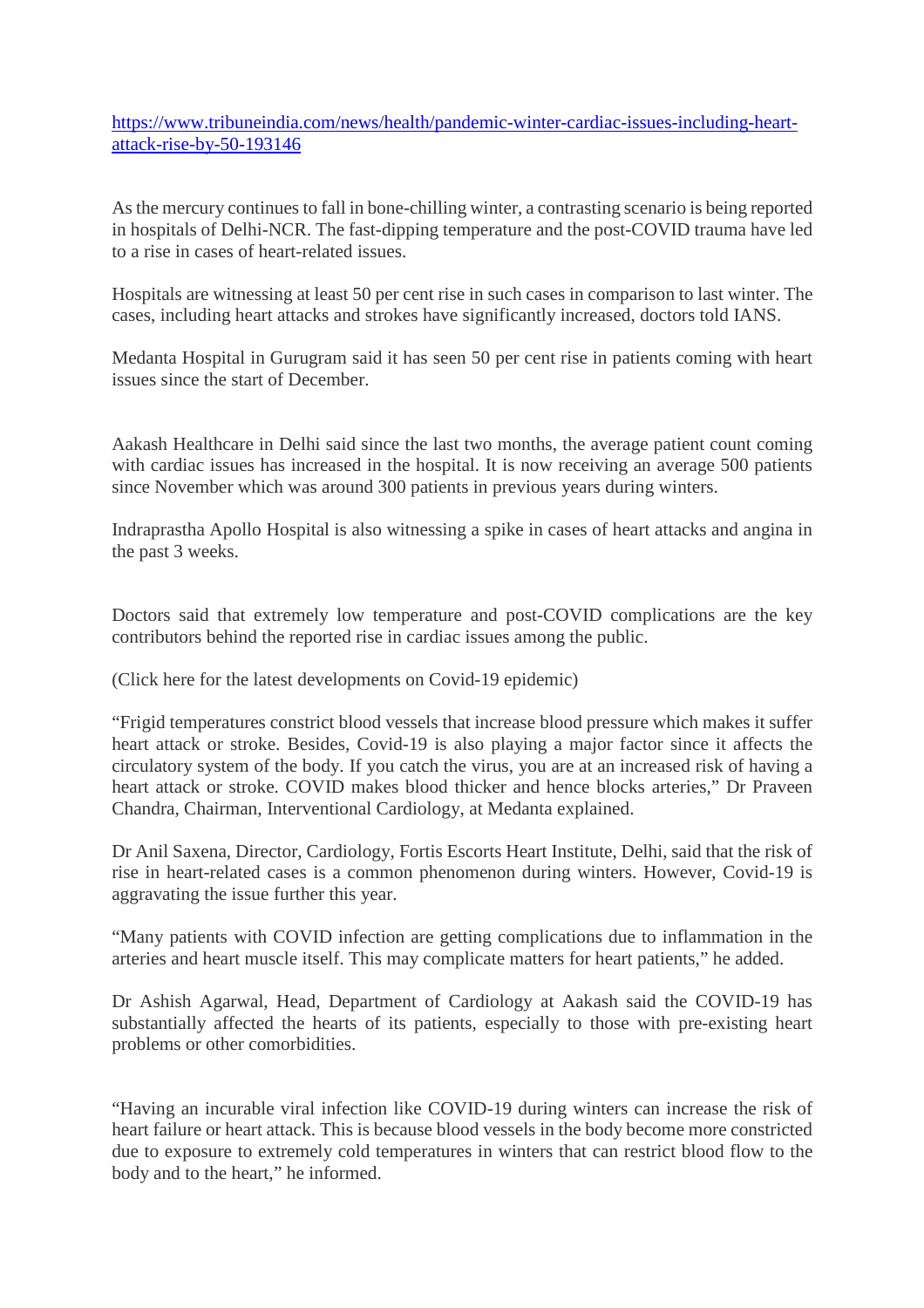[https://www.tribuneindia.com/news/health/pandemic-winter-cardiac-issues-including-heart-attack-rise-by-50-193146](https://www.tribuneindia.com/news/health/pandemic-winter-cardiac-issues-including-heart-attack-rise-by-50-193146)

As the mercury continues to fall in bone-chilling winter, a contrasting scenario is being reported in hospitals of Delhi-NCR. The fast-dipping temperature and the post-COVID trauma have led to a rise in cases of heart-related issues.

Hospitals are witnessing at least 50 per cent rise in such cases in comparison to last winter. The cases, including heart attacks and strokes have significantly increased, doctors told IANS.

Medanta Hospital in Gurugram said it has seen 50 per cent rise in patients coming with heart issues since the start of December.

Aakash Healthcare in Delhi said since the last two months, the average patient count coming with cardiac issues has increased in the hospital. It is now receiving an average 500 patients since November which was around 300 patients in previous years during winters.

Indraprastha Apollo Hospital is also witnessing a spike in cases of heart attacks and angina in the past 3 weeks.

Doctors said that extremely low temperature and post-COVID complications are the key contributors behind the reported rise in cardiac issues among the public.

(Click here for the latest developments on Covid-19 epidemic)

"Frigid temperatures constrict blood vessels that increase blood pressure which makes it suffer heart attack or stroke. Besides, Covid-19 is also playing a major factor since it affects the circulatory system of the body. If you catch the virus, you are at an increased risk of having a heart attack or stroke. COVID makes blood thicker and hence blocks arteries," Dr Praveen Chandra, Chairman, Interventional Cardiology, at Medanta explained.

Dr Anil Saxena, Director, Cardiology, Fortis Escorts Heart Institute, Delhi, said that the risk of rise in heart-related cases is a common phenomenon during winters. However, Covid-19 is aggravating the issue further this year.

"Many patients with COVID infection are getting complications due to inflammation in the arteries and heart muscle itself. This may complicate matters for heart patients," he added.

Dr Ashish Agarwal, Head, Department of Cardiology at Aakash said the COVID-19 has substantially affected the hearts of its patients, especially to those with pre-existing heart problems or other comorbidities.

"Having an incurable viral infection like COVID-19 during winters can increase the risk of heart failure or heart attack. This is because blood vessels in the body become more constricted due to exposure to extremely cold temperatures in winters that can restrict blood flow to the body and to the heart," he informed.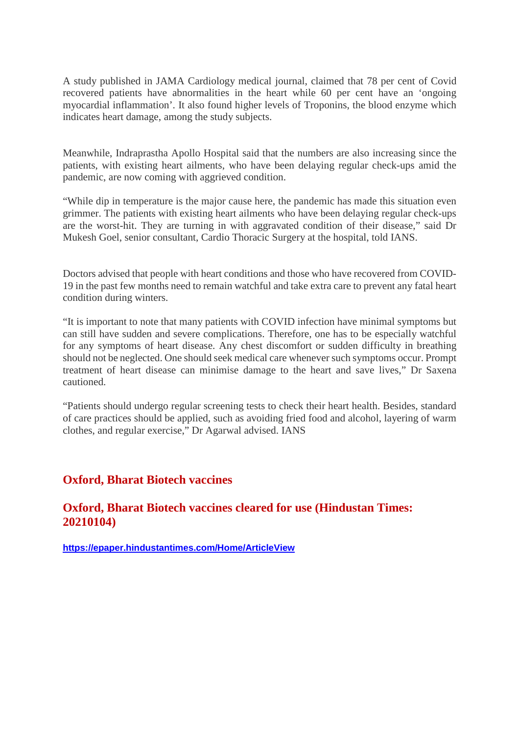A study published in JAMA Cardiology medical journal, claimed that 78 per cent of Covid recovered patients have abnormalities in the heart while 60 per cent have an 'ongoing myocardial inflammation'. It also found higher levels of Troponins, the blood enzyme which indicates heart damage, among the study subjects.

Meanwhile, Indraprastha Apollo Hospital said that the numbers are also increasing since the patients, with existing heart ailments, who have been delaying regular check-ups amid the pandemic, are now coming with aggrieved condition.

"While dip in temperature is the major cause here, the pandemic has made this situation even grimmer. The patients with existing heart ailments who have been delaying regular check-ups are the worst-hit. They are turning in with aggravated condition of their disease," said Dr Mukesh Goel, senior consultant, Cardio Thoracic Surgery at the hospital, told IANS.

Doctors advised that people with heart conditions and those who have recovered from COVID-19 in the past few months need to remain watchful and take extra care to prevent any fatal heart condition during winters.

"It is important to note that many patients with COVID infection have minimal symptoms but can still have sudden and severe complications. Therefore, one has to be especially watchful for any symptoms of heart disease. Any chest discomfort or sudden difficulty in breathing should not be neglected. One should seek medical care whenever such symptoms occur. Prompt treatment of heart disease can minimise damage to the heart and save lives," Dr Saxena cautioned.

"Patients should undergo regular screening tests to check their heart health. Besides, standard of care practices should be applied, such as avoiding fried food and alcohol, layering of warm clothes, and regular exercise," Dr Agarwal advised. IANS

## Oxford, Bharat Biotech vaccines

### Oxford, Bharat Biotech vaccines cleared for use (Hindustan Times: 20210104)

**https://epaper.hindustantimes.com/Home/ArticleView**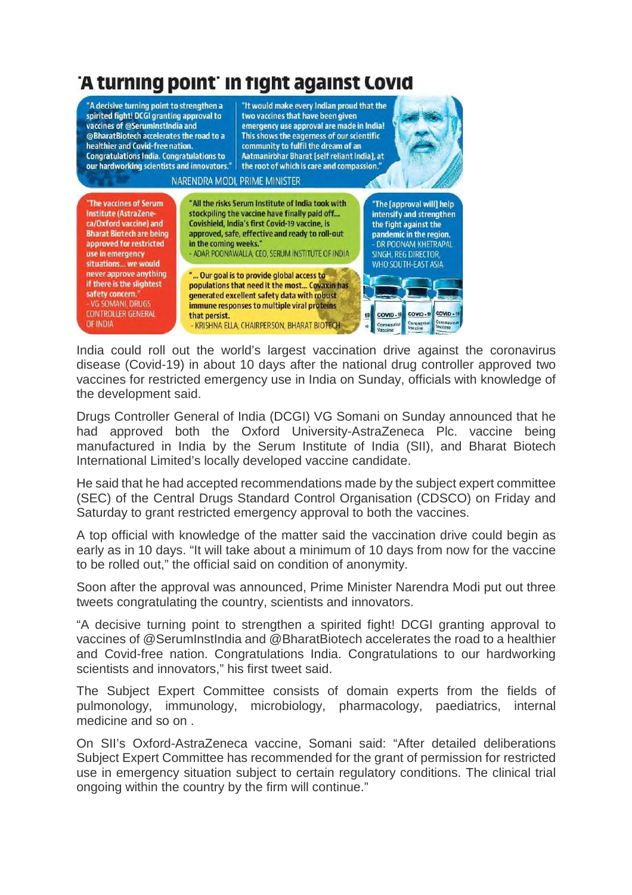# 'A turning point' in fight against Covid

"A decisive turning point to strengthen a spirited fight! DCGI granting approval to vaccines of @SerumInstIndia and @BharatBiotech accelerates the road to a healthier and Covid-free nation. Congratulations India. Congratulations to our hardworking scientists and innovators."

"It would make every Indian proud that the two vaccines that have been given emergency use approval are made in India! This shows the eagerness of our scientific community to fulfil the dream of an Aatmanirbhar Bharat [self reliant India], at the root of which is care and compassion."

NARENDRA MODI, PRIME MINISTER

"The vaccines of Serum Institute (AstraZeneca/Oxford vaccine) and Bharat Biotech are being approved for restricted use in emergency situations... we would never approve anything if there is the slightest safety concern."
- VG SOMANI, DRUGS CONTROLLER GENERAL OF INDIA

"All the risks Serum Institute of India took with stockpiling the vaccine have finally paid off... Covishield, India's first Covid-19 vaccine, is approved, safe, effective and ready to roll-out in the coming weeks."
- ADAR POONAWALLA, CEO, SERUM INSTITUTE OF INDIA

"... Our goal is to provide global access to populations that need it the most... Covaxin has generated excellent safety data with robust immune responses to multiple viral proteins that persist."
- KRISHNA ELLA, CHAIRPERSON, BHARAT BIOTECH

"The [approval will] help intensify and strengthen the fight against the pandemic in the region."
- DR POONAM KHETRAPAL SINGH, REG DIRECTOR, WHO SOUTH-EAST ASIA

India could roll out the world's largest vaccination drive against the coronavirus disease (Covid-19) in about 10 days after the national drug controller approved two vaccines for restricted emergency use in India on Sunday, officials with knowledge of the development said.

Drugs Controller General of India (DCGI) VG Somani on Sunday announced that he had approved both the Oxford University-AstraZeneca Plc. vaccine being manufactured in India by the Serum Institute of India (SII), and Bharat Biotech International Limited's locally developed vaccine candidate.

He said that he had accepted recommendations made by the subject expert committee (SEC) of the Central Drugs Standard Control Organisation (CDSCO) on Friday and Saturday to grant restricted emergency approval to both the vaccines.

A top official with knowledge of the matter said the vaccination drive could begin as early as in 10 days. "It will take about a minimum of 10 days from now for the vaccine to be rolled out," the official said on condition of anonymity.

Soon after the approval was announced, Prime Minister Narendra Modi put out three tweets congratulating the country, scientists and innovators.

"A decisive turning point to strengthen a spirited fight! DCGI granting approval to vaccines of @SerumInstIndia and @BharatBiotech accelerates the road to a healthier and Covid-free nation. Congratulations India. Congratulations to our hardworking scientists and innovators," his first tweet said.

The Subject Expert Committee consists of domain experts from the fields of pulmonology, immunology, microbiology, pharmacology, paediatrics, internal medicine and so on .

On SII's Oxford-AstraZeneca vaccine, Somani said: "After detailed deliberations Subject Expert Committee has recommended for the grant of permission for restricted use in emergency situation subject to certain regulatory conditions. The clinical trial ongoing within the country by the firm will continue."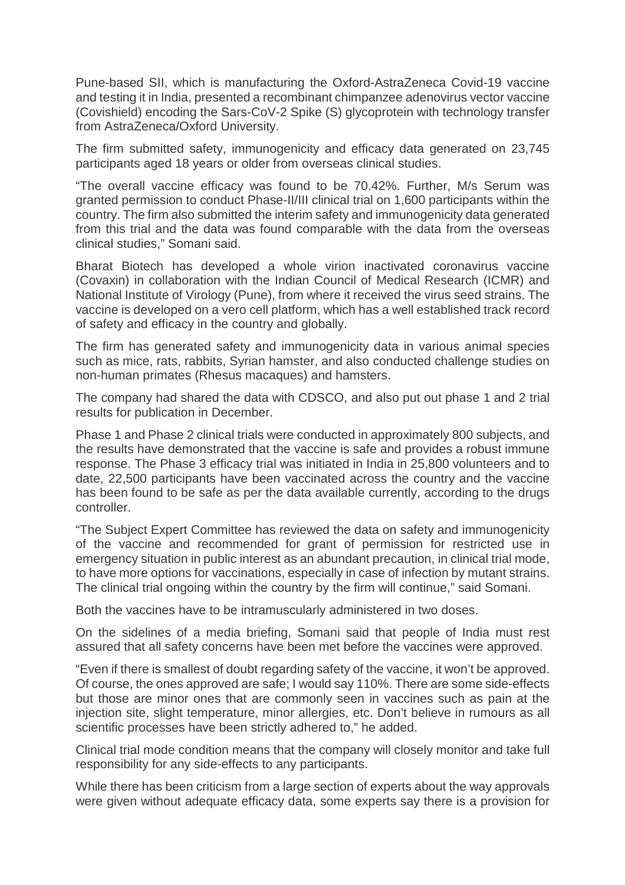Pune-based SII, which is manufacturing the Oxford-AstraZeneca Covid-19 vaccine and testing it in India, presented a recombinant chimpanzee adenovirus vector vaccine (Covishield) encoding the Sars-CoV-2 Spike (S) glycoprotein with technology transfer from AstraZeneca/Oxford University.

The firm submitted safety, immunogenicity and efficacy data generated on 23,745 participants aged 18 years or older from overseas clinical studies.

"The overall vaccine efficacy was found to be 70.42%. Further, M/s Serum was granted permission to conduct Phase-II/III clinical trial on 1,600 participants within the country. The firm also submitted the interim safety and immunogenicity data generated from this trial and the data was found comparable with the data from the overseas clinical studies," Somani said.

Bharat Biotech has developed a whole virion inactivated coronavirus vaccine (Covaxin) in collaboration with the Indian Council of Medical Research (ICMR) and National Institute of Virology (Pune), from where it received the virus seed strains. The vaccine is developed on a vero cell platform, which has a well established track record of safety and efficacy in the country and globally.

The firm has generated safety and immunogenicity data in various animal species such as mice, rats, rabbits, Syrian hamster, and also conducted challenge studies on non-human primates (Rhesus macaques) and hamsters.

The company had shared the data with CDSCO, and also put out phase 1 and 2 trial results for publication in December.

Phase 1 and Phase 2 clinical trials were conducted in approximately 800 subjects, and the results have demonstrated that the vaccine is safe and provides a robust immune response. The Phase 3 efficacy trial was initiated in India in 25,800 volunteers and to date, 22,500 participants have been vaccinated across the country and the vaccine has been found to be safe as per the data available currently, according to the drugs controller.

"The Subject Expert Committee has reviewed the data on safety and immunogenicity of the vaccine and recommended for grant of permission for restricted use in emergency situation in public interest as an abundant precaution, in clinical trial mode, to have more options for vaccinations, especially in case of infection by mutant strains. The clinical trial ongoing within the country by the firm will continue," said Somani.

Both the vaccines have to be intramuscularly administered in two doses.

On the sidelines of a media briefing, Somani said that people of India must rest assured that all safety concerns have been met before the vaccines were approved.

"Even if there is smallest of doubt regarding safety of the vaccine, it won't be approved. Of course, the ones approved are safe; I would say 110%. There are some side-effects but those are minor ones that are commonly seen in vaccines such as pain at the injection site, slight temperature, minor allergies, etc. Don't believe in rumours as all scientific processes have been strictly adhered to," he added.

Clinical trial mode condition means that the company will closely monitor and take full responsibility for any side-effects to any participants.

While there has been criticism from a large section of experts about the way approvals were given without adequate efficacy data, some experts say there is a provision for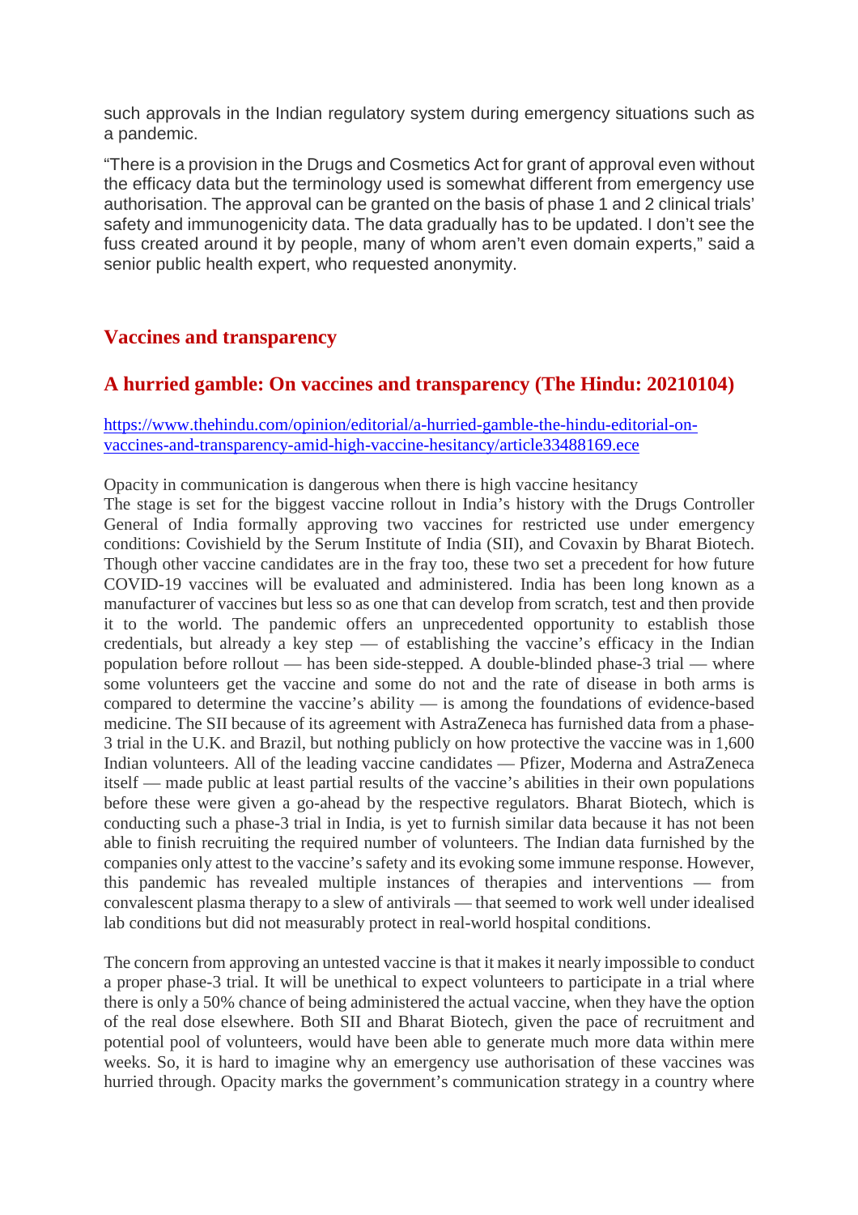such approvals in the Indian regulatory system during emergency situations such as a pandemic.

"There is a provision in the Drugs and Cosmetics Act for grant of approval even without the efficacy data but the terminology used is somewhat different from emergency use authorisation. The approval can be granted on the basis of phase 1 and 2 clinical trials' safety and immunogenicity data. The data gradually has to be updated. I don't see the fuss created around it by people, many of whom aren't even domain experts," said a senior public health expert, who requested anonymity.

## Vaccines and transparency

## A hurried gamble: On vaccines and transparency (The Hindu: 20210104)

https://www.thehindu.com/opinion/editorial/a-hurried-gamble-the-hindu-editorial-on-vaccines-and-transparency-amid-high-vaccine-hesitancy/article33488169.ece

Opacity in communication is dangerous when there is high vaccine hesitancy
The stage is set for the biggest vaccine rollout in India's history with the Drugs Controller General of India formally approving two vaccines for restricted use under emergency conditions: Covishield by the Serum Institute of India (SII), and Covaxin by Bharat Biotech. Though other vaccine candidates are in the fray too, these two set a precedent for how future COVID-19 vaccines will be evaluated and administered. India has been long known as a manufacturer of vaccines but less so as one that can develop from scratch, test and then provide it to the world. The pandemic offers an unprecedented opportunity to establish those credentials, but already a key step — of establishing the vaccine's efficacy in the Indian population before rollout — has been side-stepped. A double-blinded phase-3 trial — where some volunteers get the vaccine and some do not and the rate of disease in both arms is compared to determine the vaccine's ability — is among the foundations of evidence-based medicine. The SII because of its agreement with AstraZeneca has furnished data from a phase-3 trial in the U.K. and Brazil, but nothing publicly on how protective the vaccine was in 1,600 Indian volunteers. All of the leading vaccine candidates — Pfizer, Moderna and AstraZeneca itself — made public at least partial results of the vaccine's abilities in their own populations before these were given a go-ahead by the respective regulators. Bharat Biotech, which is conducting such a phase-3 trial in India, is yet to furnish similar data because it has not been able to finish recruiting the required number of volunteers. The Indian data furnished by the companies only attest to the vaccine's safety and its evoking some immune response. However, this pandemic has revealed multiple instances of therapies and interventions — from convalescent plasma therapy to a slew of antivirals — that seemed to work well under idealised lab conditions but did not measurably protect in real-world hospital conditions.

The concern from approving an untested vaccine is that it makes it nearly impossible to conduct a proper phase-3 trial. It will be unethical to expect volunteers to participate in a trial where there is only a 50% chance of being administered the actual vaccine, when they have the option of the real dose elsewhere. Both SII and Bharat Biotech, given the pace of recruitment and potential pool of volunteers, would have been able to generate much more data within mere weeks. So, it is hard to imagine why an emergency use authorisation of these vaccines was hurried through. Opacity marks the government's communication strategy in a country where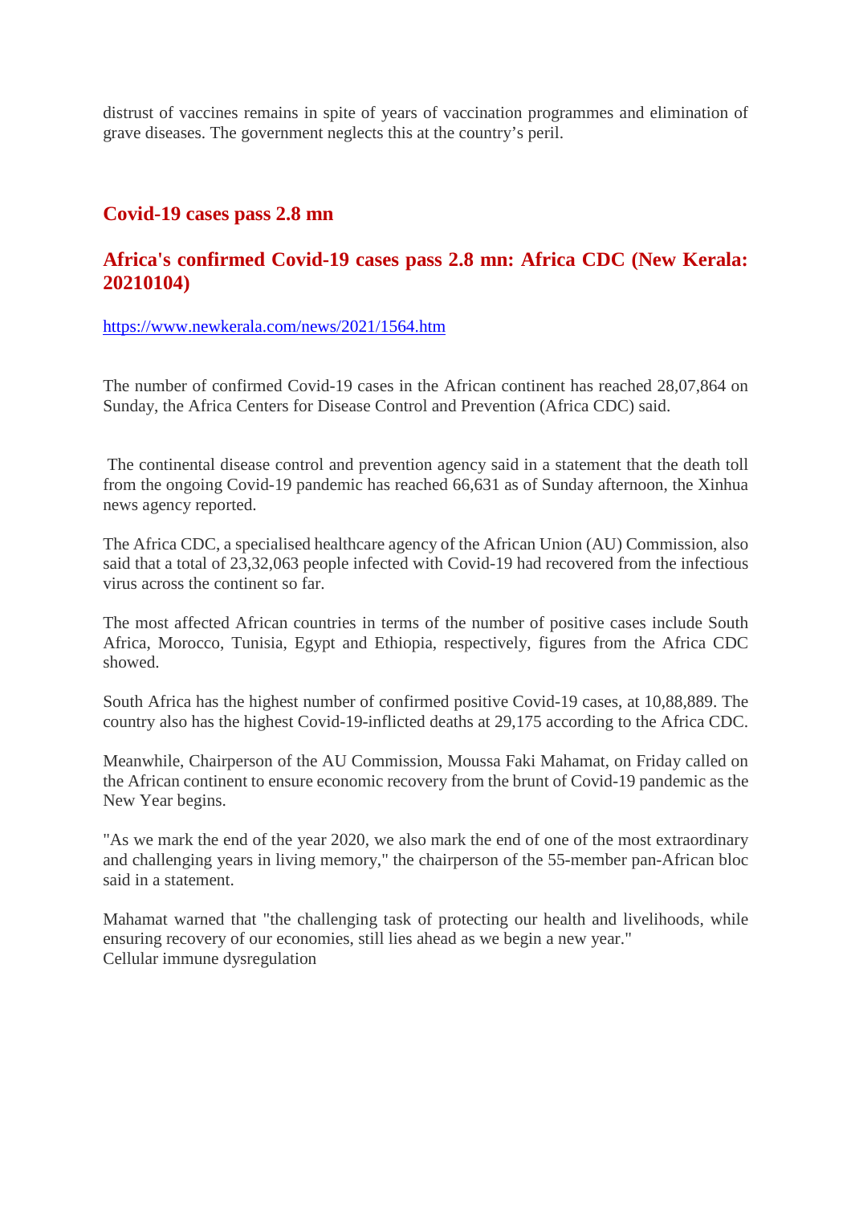distrust of vaccines remains in spite of years of vaccination programmes and elimination of grave diseases. The government neglects this at the country's peril.

## Covid-19 cases pass 2.8 mn

## Africa's confirmed Covid-19 cases pass 2.8 mn: Africa CDC (New Kerala: 20210104)

https://www.newkerala.com/news/2021/1564.htm

The number of confirmed Covid-19 cases in the African continent has reached 28,07,864 on Sunday, the Africa Centers for Disease Control and Prevention (Africa CDC) said.

The continental disease control and prevention agency said in a statement that the death toll from the ongoing Covid-19 pandemic has reached 66,631 as of Sunday afternoon, the Xinhua news agency reported.

The Africa CDC, a specialised healthcare agency of the African Union (AU) Commission, also said that a total of 23,32,063 people infected with Covid-19 had recovered from the infectious virus across the continent so far.

The most affected African countries in terms of the number of positive cases include South Africa, Morocco, Tunisia, Egypt and Ethiopia, respectively, figures from the Africa CDC showed.

South Africa has the highest number of confirmed positive Covid-19 cases, at 10,88,889. The country also has the highest Covid-19-inflicted deaths at 29,175 according to the Africa CDC.

Meanwhile, Chairperson of the AU Commission, Moussa Faki Mahamat, on Friday called on the African continent to ensure economic recovery from the brunt of Covid-19 pandemic as the New Year begins.

"As we mark the end of the year 2020, we also mark the end of one of the most extraordinary and challenging years in living memory," the chairperson of the 55-member pan-African bloc said in a statement.

Mahamat warned that "the challenging task of protecting our health and livelihoods, while ensuring recovery of our economies, still lies ahead as we begin a new year."
Cellular immune dysregulation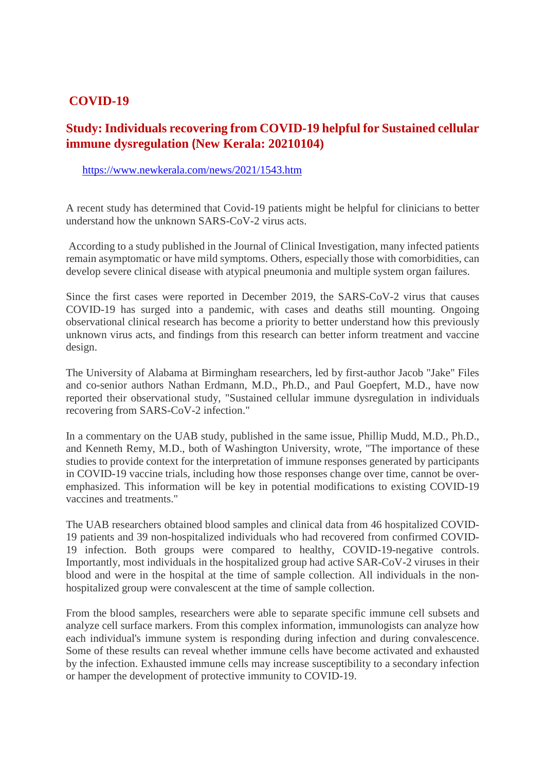## COVID-19

### Study: Individuals recovering from COVID-19 helpful for Sustained cellular immune dysregulation (New Kerala: 20210104)

https://www.newkerala.com/news/2021/1543.htm

A recent study has determined that Covid-19 patients might be helpful for clinicians to better understand how the unknown SARS-CoV-2 virus acts.

According to a study published in the Journal of Clinical Investigation, many infected patients remain asymptomatic or have mild symptoms. Others, especially those with comorbidities, can develop severe clinical disease with atypical pneumonia and multiple system organ failures.

Since the first cases were reported in December 2019, the SARS-CoV-2 virus that causes COVID-19 has surged into a pandemic, with cases and deaths still mounting. Ongoing observational clinical research has become a priority to better understand how this previously unknown virus acts, and findings from this research can better inform treatment and vaccine design.

The University of Alabama at Birmingham researchers, led by first-author Jacob "Jake" Files and co-senior authors Nathan Erdmann, M.D., Ph.D., and Paul Goepfert, M.D., have now reported their observational study, "Sustained cellular immune dysregulation in individuals recovering from SARS-CoV-2 infection."

In a commentary on the UAB study, published in the same issue, Phillip Mudd, M.D., Ph.D., and Kenneth Remy, M.D., both of Washington University, wrote, "The importance of these studies to provide context for the interpretation of immune responses generated by participants in COVID-19 vaccine trials, including how those responses change over time, cannot be over-emphasized. This information will be key in potential modifications to existing COVID-19 vaccines and treatments."

The UAB researchers obtained blood samples and clinical data from 46 hospitalized COVID-19 patients and 39 non-hospitalized individuals who had recovered from confirmed COVID-19 infection. Both groups were compared to healthy, COVID-19-negative controls. Importantly, most individuals in the hospitalized group had active SAR-CoV-2 viruses in their blood and were in the hospital at the time of sample collection. All individuals in the non-hospitalized group were convalescent at the time of sample collection.

From the blood samples, researchers were able to separate specific immune cell subsets and analyze cell surface markers. From this complex information, immunologists can analyze how each individual's immune system is responding during infection and during convalescence. Some of these results can reveal whether immune cells have become activated and exhausted by the infection. Exhausted immune cells may increase susceptibility to a secondary infection or hamper the development of protective immunity to COVID-19.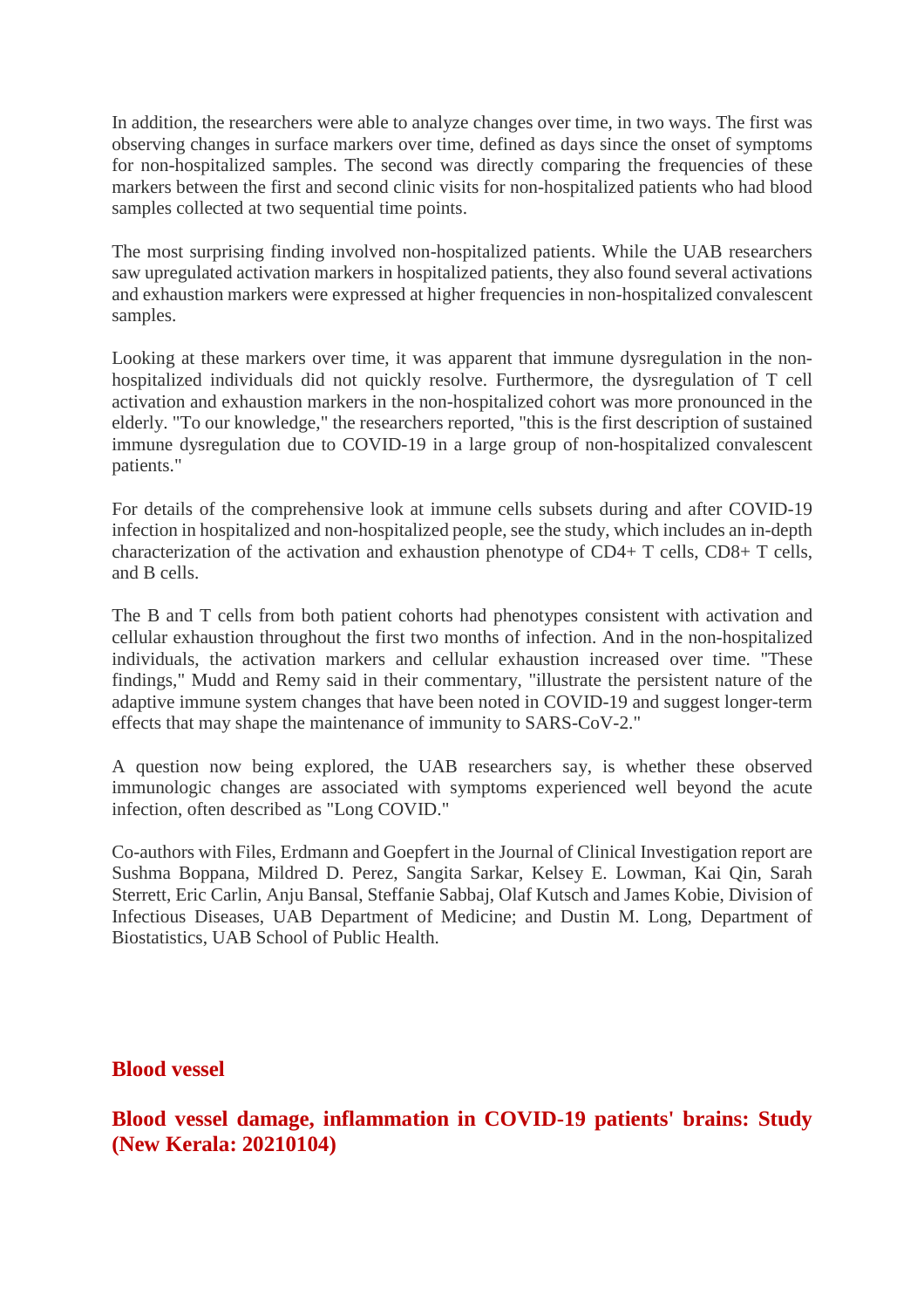In addition, the researchers were able to analyze changes over time, in two ways. The first was observing changes in surface markers over time, defined as days since the onset of symptoms for non-hospitalized samples. The second was directly comparing the frequencies of these markers between the first and second clinic visits for non-hospitalized patients who had blood samples collected at two sequential time points.

The most surprising finding involved non-hospitalized patients. While the UAB researchers saw upregulated activation markers in hospitalized patients, they also found several activations and exhaustion markers were expressed at higher frequencies in non-hospitalized convalescent samples.

Looking at these markers over time, it was apparent that immune dysregulation in the non-hospitalized individuals did not quickly resolve. Furthermore, the dysregulation of T cell activation and exhaustion markers in the non-hospitalized cohort was more pronounced in the elderly. "To our knowledge," the researchers reported, "this is the first description of sustained immune dysregulation due to COVID-19 in a large group of non-hospitalized convalescent patients."

For details of the comprehensive look at immune cells subsets during and after COVID-19 infection in hospitalized and non-hospitalized people, see the study, which includes an in-depth characterization of the activation and exhaustion phenotype of CD4+ T cells, CD8+ T cells, and B cells.

The B and T cells from both patient cohorts had phenotypes consistent with activation and cellular exhaustion throughout the first two months of infection. And in the non-hospitalized individuals, the activation markers and cellular exhaustion increased over time. "These findings," Mudd and Remy said in their commentary, "illustrate the persistent nature of the adaptive immune system changes that have been noted in COVID-19 and suggest longer-term effects that may shape the maintenance of immunity to SARS-CoV-2."

A question now being explored, the UAB researchers say, is whether these observed immunologic changes are associated with symptoms experienced well beyond the acute infection, often described as "Long COVID."

Co-authors with Files, Erdmann and Goepfert in the Journal of Clinical Investigation report are Sushma Boppana, Mildred D. Perez, Sangita Sarkar, Kelsey E. Lowman, Kai Qin, Sarah Sterrett, Eric Carlin, Anju Bansal, Steffanie Sabbaj, Olaf Kutsch and James Kobie, Division of Infectious Diseases, UAB Department of Medicine; and Dustin M. Long, Department of Biostatistics, UAB School of Public Health.

## Blood vessel

## Blood vessel damage, inflammation in COVID-19 patients' brains: Study (New Kerala: 20210104)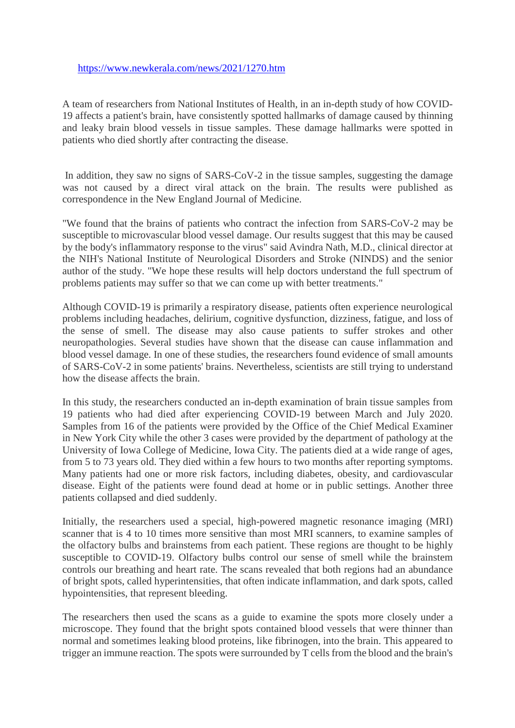https://www.newkerala.com/news/2021/1270.htm

A team of researchers from National Institutes of Health, in an in-depth study of how COVID-19 affects a patient's brain, have consistently spotted hallmarks of damage caused by thinning and leaky brain blood vessels in tissue samples. These damage hallmarks were spotted in patients who died shortly after contracting the disease.

In addition, they saw no signs of SARS-CoV-2 in the tissue samples, suggesting the damage was not caused by a direct viral attack on the brain. The results were published as correspondence in the New England Journal of Medicine.

"We found that the brains of patients who contract the infection from SARS-CoV-2 may be susceptible to microvascular blood vessel damage. Our results suggest that this may be caused by the body's inflammatory response to the virus" said Avindra Nath, M.D., clinical director at the NIH's National Institute of Neurological Disorders and Stroke (NINDS) and the senior author of the study. "We hope these results will help doctors understand the full spectrum of problems patients may suffer so that we can come up with better treatments."

Although COVID-19 is primarily a respiratory disease, patients often experience neurological problems including headaches, delirium, cognitive dysfunction, dizziness, fatigue, and loss of the sense of smell. The disease may also cause patients to suffer strokes and other neuropathologies. Several studies have shown that the disease can cause inflammation and blood vessel damage. In one of these studies, the researchers found evidence of small amounts of SARS-CoV-2 in some patients' brains. Nevertheless, scientists are still trying to understand how the disease affects the brain.

In this study, the researchers conducted an in-depth examination of brain tissue samples from 19 patients who had died after experiencing COVID-19 between March and July 2020. Samples from 16 of the patients were provided by the Office of the Chief Medical Examiner in New York City while the other 3 cases were provided by the department of pathology at the University of Iowa College of Medicine, Iowa City. The patients died at a wide range of ages, from 5 to 73 years old. They died within a few hours to two months after reporting symptoms. Many patients had one or more risk factors, including diabetes, obesity, and cardiovascular disease. Eight of the patients were found dead at home or in public settings. Another three patients collapsed and died suddenly.

Initially, the researchers used a special, high-powered magnetic resonance imaging (MRI) scanner that is 4 to 10 times more sensitive than most MRI scanners, to examine samples of the olfactory bulbs and brainstems from each patient. These regions are thought to be highly susceptible to COVID-19. Olfactory bulbs control our sense of smell while the brainstem controls our breathing and heart rate. The scans revealed that both regions had an abundance of bright spots, called hyperintensities, that often indicate inflammation, and dark spots, called hypointensities, that represent bleeding.

The researchers then used the scans as a guide to examine the spots more closely under a microscope. They found that the bright spots contained blood vessels that were thinner than normal and sometimes leaking blood proteins, like fibrinogen, into the brain. This appeared to trigger an immune reaction. The spots were surrounded by T cells from the blood and the brain's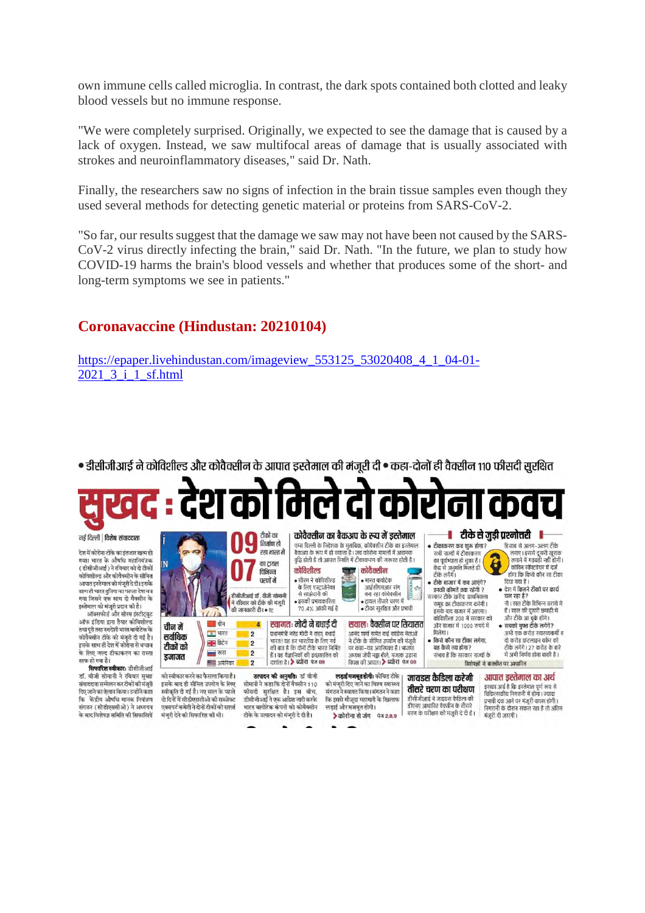own immune cells called microglia. In contrast, the dark spots contained both clotted and leaky blood vessels but no immune response.

"We were completely surprised. Originally, we expected to see the damage that is caused by a lack of oxygen. Instead, we saw multifocal areas of damage that is usually associated with strokes and neuroinflammatory diseases," said Dr. Nath.

Finally, the researchers saw no signs of infection in the brain tissue samples even though they used several methods for detecting genetic material or proteins from SARS-CoV-2.

"So far, our results suggest that the damage we saw may not have been not caused by the SARS-CoV-2 virus directly infecting the brain," said Dr. Nath. "In the future, we plan to study how COVID-19 harms the brain's blood vessels and whether that produces some of the short- and long-term symptoms we see in patients."

## Coronavaccine (Hindustan: 20210104)

https://epaper.livehindustan.com/imageview_553125_53020408_4_1_04-01-2021_3_i_1_sf.html

• डीसीजीआई ने कोविशील्ड और कोवैक्सीन के आपात इस्तेमाल की मंजूरी दी • कहा-दोनों ही वैक्सीन 110 फीसदी सुरक्षित

# सुखद : देश को मिले दो कोरोना कवच

नई दिल्ली | विशेष संवाददाता

देश में कोरोना टीके का इंतजार खत्म हो गया। भारत के औषधि महानियंत्रक (डीसीजीआई) ने रविवार को दो टीकों कोविशील्ड और कोवैक्सीन के सीमित आपात इस्तेमाल को मंजूरी दे दी। इसके साथ ही भारत दुनिया का पहला देश बन गया जिसने एक साथ दो वैक्सीन के इस्तेमाल को मंजूरी प्रदान की है।

ऑक्सफोर्ड और सीरम इंस्टीट्यूट ऑफ इंडिया द्वारा तैयार कोविशील्ड तथा पूरी तरह स्वदेशी भारत बायोटेक के कोवैक्सीन टीके को मंजूरी दी गई है। इसके साथ ही देश में कोरोना से बचाव के लिए जल्द टीकाकरण का रास्ता साफ हो गया है।

**सिफारिश स्वीकार:** डीसीजीआई डॉ. वीजी सोमानी ने रविवार सुबह संवाददाता सम्मेलन कर टीकों की मंजूरी दिए जाने का ऐलान किया। उन्होंने कहा कि केंद्रीय औषधि मानक नियंत्रण संगठन (सीडीएससीओ) ने अध्ययन के बाद विशेषज्ञ समिति की सिफारिशों को स्वीकार करने का फैसला किया है। इसके बाद ही सीमित उपयोग के लिए स्वीकृति दी गई है। नए साल के पहले दिन विशेषज्ञ समिति ने सीडीएससीओ की सब्जेक्ट एक्सपर्ट कमेटी ने दोनों टीकों को सशर्त मंजूरी देने की सिफारिश की थी।

डीसीजीआई डॉ. वीजी सोमानी ने रविवार को टीके की मंजूरी की जानकारी दी। • प्रेट

**09** टीकों का निर्माण हो रहा भारत में

**07** का ट्रायल विभिन्न चरणों में

### कोवैक्सीन का बैकअप के रूप में इस्तेमाल

एम्स दिल्ली के निदेशक के मुताबिक, कोवैक्सीन टीके का इस्तेमाल बैकअप के रूप में हो सकता है। जब कोरोना मामलों में अचानक वृद्धि होती है तो आपात स्थिति में टीकाकरण की जरूरत होती है।

**कोविशील्ड**
- सीरम ने कोविशील्ड के लिए एस्ट्राजेनेका से साझेदारी की
- इसकी प्रभावकारिता 70.4% आंकी गई है

**कोवैक्सीन**
- भारत बायोटेक आईसीएमआर संग बना रहा कोवैक्सीन
- ट्रायल तीसरे चरण में
- टीका सुरक्षित और प्रभावी

**चीन में सर्वाधिक टीकों को इजाजत**

| देश | टीके |
|---|---|
| चीन | 4 |
| भारत | 2 |
| ब्रिटेन | 2 |
| रूस | 2 |
| अमेरिका | 2 |

**स्वागत: मोदी ने बधाई दी**

प्रधानमंत्री नरेंद्र मोदी ने कहा, बधाई भारत! यह हर भारतीय के लिए गर्व की बात है कि दोनों टीके भारत निर्मित हैं। यह वैज्ञानिकों की इच्छाशक्ति को दर्शाता है। > ब्योरा पेज 09

**सवाल: वैक्सीन पर सियासत**

आनंद शर्मा समेत कई कांग्रेस नेताओं ने टीके के सीमित उपयोग की मंजूरी पर सवाल उठाए हैं। भाजपा अध्यक्ष जेपी नड्डा बोले, मजाक उड़ाना विपक्ष की आदत। > ब्योरा पेज 09

**उत्पादन की अनुमति:** डॉ वीजी सोमानी ने कहा कि दोनों वैक्सीन 110 फीसदी सुरक्षित हैं। इस बीच, डीसीजीआई ने एक आदेश जारी करके भारत बायोटेक कंपनी को कोवैक्सीन टीके के उत्पादन की मंजूरी दे दी है।

**लड़ाई मजबूत होगी:** कोविड टीके को मंजूरी दिए जाने का विश्व स्वास्थ्य संगठन ने स्वागत किया। संगठन ने कहा कि इससे मौजूदा महामारी के खिलाफ लड़ाई और मजबूत होगी।
> कोरोना से जंग पेज 2,8,9

### टीके से जुड़ी प्रश्नोत्तरी

- **टीकाकरण कब शुरू होगा?**
सभी राज्यों में टीकाकरण का पूर्वाभ्यास हो चुका है। केंद्र से अनुमति मिलते ही टीके लगेंगे।
- **टीके बाजार में कब आएंगे? इनकी कीमत क्या रहेगी?**
सरकार टीके खरीद प्राथमिकता समूह का टीकाकरण करेगी। इसके बाद बाजार में आएगा। कोविशील्ड 200 में सरकार को और बाजार में 1000 रुपये में मिलेगा।
- **किसे कौन सा टीका लगेगा, यह कैसे तय होगा?**
संभव है कि सरकार राज्यों के हिसाब से अलग-अलग टीके लगाए। इससे दूसरी खुराक लगाने में गड़बड़ी नहीं होगी। कोविन सॉफ्टवेयर में दर्ज होगा कि किसे कौन सा टीका दिया गया है।
- **देश में कितने टीकों पर कार्य चल रहा है?**
सात टीके विभिन्न चरणों में हैं। साल की दूसरी छमाही में और टीके आ चुके होंगे।
- **सबको मुफ्त टीके लगेंगे?**
अभी एक करोड़ स्वास्थ्यकर्मी व दो करोड़ फ्रंटलाइन वर्कर को टीके लगेंगे। 27 करोड़ के बारे में अभी निर्णय होना बाकी है।

विशेषज्ञों से बातचीत पर आधारित

**जायडस कैडिला करेगी तीसरे चरण का परीक्षण**

डीसीजीआई ने जायडस कैडिला को डीएनए आधारित वैक्सीन के तीसरे चरण के परीक्षण की मंजूरी दे दी है।

**आपात इस्तेमाल का अर्थ**

इसका अर्थ है कि इस्तेमाल पूर्ण रूप से चिकित्सकीय निगरानी में होगा। ज्यादा प्रभावी दवा आने पर मंजूरी वापस होगी। निगरानी के दौरान सफल रहा है तो अंतिम मंजूरी दी जाएगी।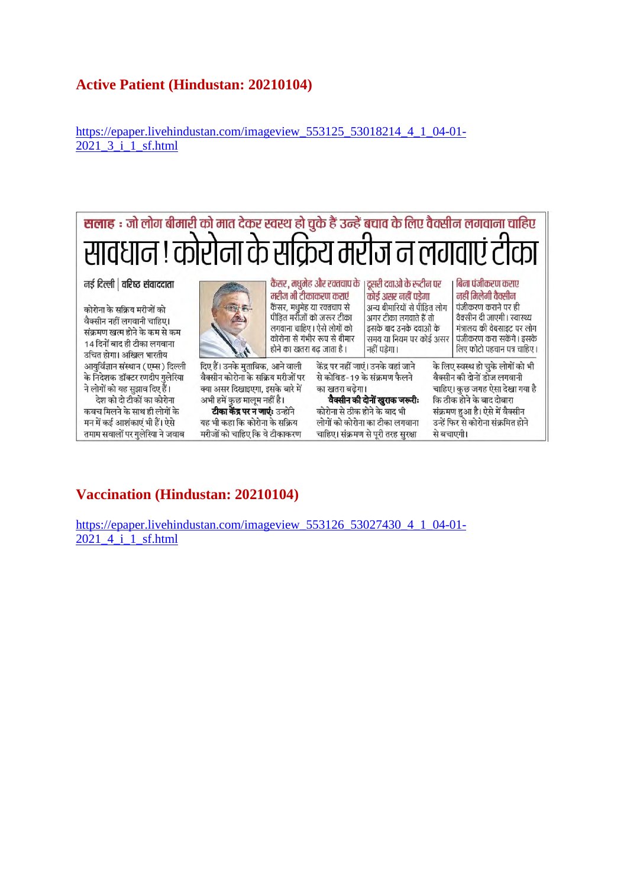## Active Patient (Hindustan: 20210104)

https://epaper.livehindustan.com/imageview_553125_53018214_4_1_04-01-2021_3_i_1_sf.html

**सलाह : जो लोग बीमारी को मात देकर स्वस्थ हो चुके हैं उन्हें बचाव के लिए वैक्सीन लगवाना चाहिए**

# सावधान ! कोरोना के सक्रिय मरीज न लगवाएं टीका

**नई दिल्ली | वरिष्ठ संवाददाता**

कोरोना के सक्रिय मरीजों को वैक्सीन नहीं लगवानी चाहिए। संक्रमण खत्म होने के कम से कम 14 दिनों बाद ही टीका लगवाना उचित होगा। अखिल भारतीय आयुर्विज्ञान संस्थान (एम्स) दिल्ली के निदेशक डॉक्टर रणदीप गुलेरिया ने लोगों को यह सुझाव दिए हैं।

देश को दो टीकों का कोरोना कवच मिलने के साथ ही लोगों के मन में कई आशंकाएं भी हैं। ऐसे तमाम सवालों पर गुलेरिया ने जवाब दिए हैं। उनके मुताबिक, आने वाली वैक्सीन कोरोना के सक्रिय मरीजों पर क्या असर दिखाइएगा, इसके बारे में अभी हमें कुछ मालूम नहीं है।

**टीका केंद्र पर न जाएं:** उन्होंने यह भी कहा कि कोरोना के सक्रिय मरीजों को चाहिए कि वे टीकाकरण केंद्र पर नहीं जाएं। उनके वहां जाने से कोविड-19 के संक्रमण फैलने का खतरा बढ़ेगा।

**वैक्सीन की दोनों खुराक जरूरी:** कोरोना से ठीक होने के बाद भी लोगों को कोरोना का टीका लगवाना चाहिए। संक्रमण से पूरी तरह सुरक्षा के लिए स्वस्थ हो चुके लोगों को भी वैक्सीन की दोनों डोज लगवानी चाहिए। कुछ जगह ऐसा देखा गया है कि ठीक होने के बाद दोबारा संक्रमण हुआ है। ऐसे में वैक्सीन उन्हें फिर से कोरोना संक्रमित होने से बचाएगी।

**कैंसर, मधुमेह और रक्तचाप के मरीज भी टीकाकरण कराएं**

कैंसर, मधुमेह या रक्तचाप से पीड़ित मरीजों को जरूर टीका लगवाना चाहिए। ऐसे लोगों को कोरोना से गंभीर रूप से बीमार होने का खतरा बढ़ जाता है।

**दूसरी दवाओं के रूटीन पर कोई असर नहीं पड़ेगा**

अन्य बीमारियों से पीड़ित लोग अगर टीका लगवाते हैं तो इसके बाद उनके दवाओं के समय या नियम पर कोई असर नहीं पड़ेगा।

**बिना पंजीकरण कराए नहीं मिलेगी वैक्सीन**

पंजीकरण कराने पर ही वैक्सीन दी जाएगी। स्वास्थ्य मंत्रालय की वेबसाइट पर लोग पंजीकरण करा सकेंगे। इसके लिए फोटो पहचान पत्र चाहिए।

## Vaccination (Hindustan: 20210104)

https://epaper.livehindustan.com/imageview_553126_53027430_4_1_04-01-2021_4_i_1_sf.html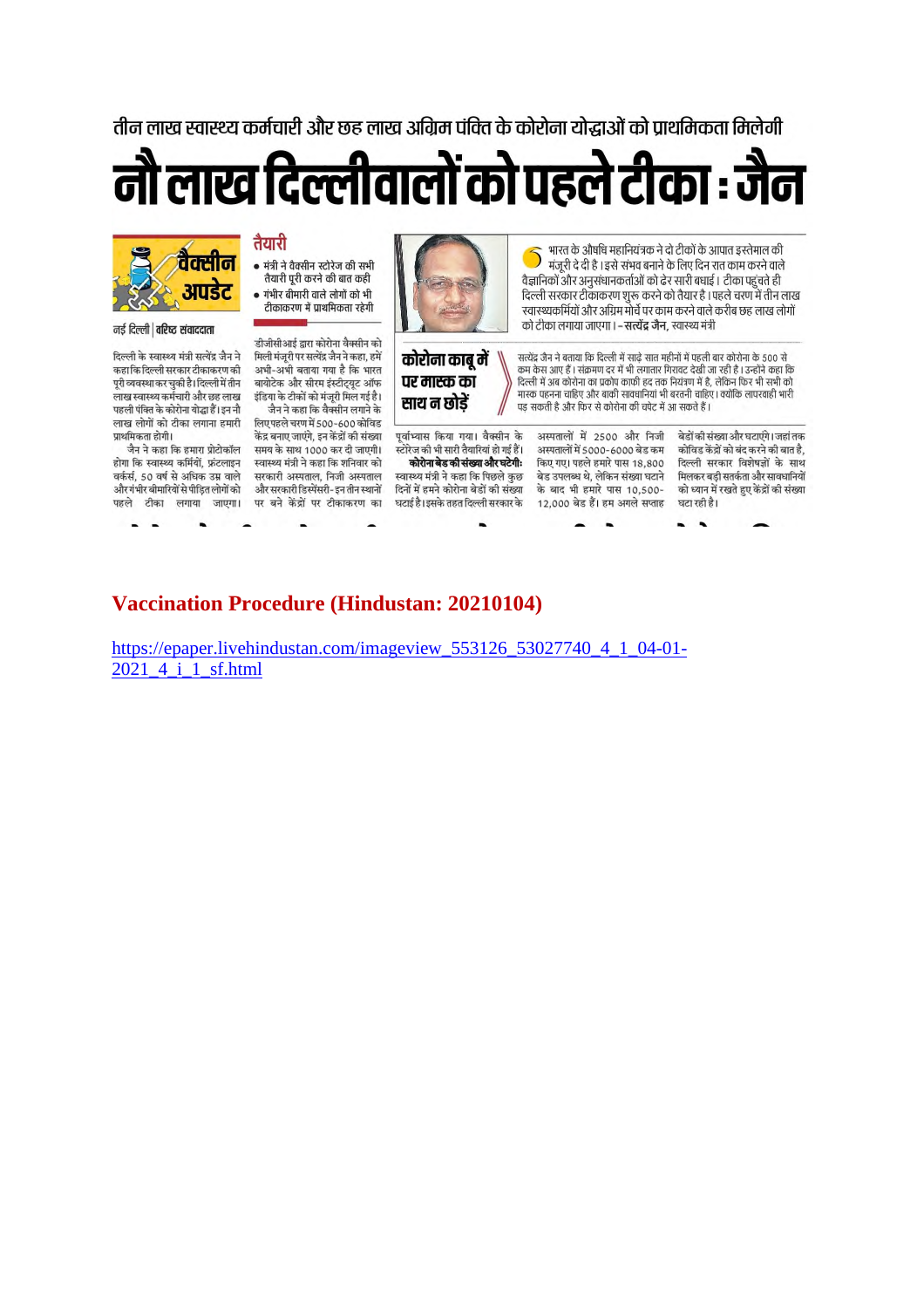तीन लाख स्वास्थ्य कर्मचारी और छह लाख अग्रिम पंक्ति के कोरोना योद्धाओं को प्राथमिकता मिलेगी

# नौ लाख दिल्लीवालों को पहले टीका : जैन

वैक्सीन अपडेट

नई दिल्ली | वरिष्ठ संवाददाता

दिल्ली के स्वास्थ्य मंत्री सत्येंद्र जैन ने कहा कि दिल्ली सरकार टीकाकरण की पूरी व्यवस्था कर चुकी है। दिल्ली में तीन लाख स्वास्थ्य कर्मचारी और छह लाख पहली पंक्ति के कोरोना योद्धा हैं। इन नौ लाख लोगों को टीका लगाना हमारी प्राथमिकता होगी।

जैन ने कहा कि हमारा प्रोटोकॉल होगा कि स्वास्थ्य कर्मियों, फ्रंटलाइन वर्कर्स, 50 वर्ष से अधिक उम्र वाले और गंभीर बीमारियों से पीड़ित लोगों को पहले टीका लगाया जाएगा।

## तैयारी

- मंत्री ने वैक्सीन स्टोरेज की सभी तैयारी पूरी करने की बात कही
- गंभीर बीमारी वाले लोगों को भी टीकाकरण में प्राथमिकता रहेगी

डीजीसीआई द्वारा कोरोना वैक्सीन को मिली मंजूरी पर सत्येंद्र जैन ने कहा, हमें अभी-अभी बताया गया है कि भारत बायोटेक और सीरम इंस्टीट्यूट ऑफ इंडिया के टीकों को मंजूरी मिल गई है।

जैन ने कहा कि वैक्सीन लगाने के लिए पहले चरण में 500-600 कोविड केंद्र बनाए जाएंगे, इन केंद्रों की संख्या समय के साथ 1000 कर दी जाएगी। स्वास्थ्य मंत्री ने कहा कि शनिवार को सरकारी अस्पताल, निजी अस्पताल और सरकारी डिस्पेंसरी-इन तीन स्थानों पर बने केंद्रों पर टीकाकरण का पूर्वाभ्यास किया गया। वैक्सीन के स्टोरेज की भी सारी तैयारियां हो गई हैं।

**कोरोना बेड की संख्या और घटेगी:** स्वास्थ्य मंत्री ने कहा कि पिछले कुछ दिनों में हमने कोरोना बेडों की संख्या घटाई है। इसके तहत दिल्ली सरकार के अस्पतालों में 2500 और निजी अस्पतालों में 5000-6000 बेड कम किए गए। पहले हमारे पास 18,800 बेड उपलब्ध थे, लेकिन संख्या घटाने के बाद भी हमारे पास 10,500-12,000 बेड हैं। हम अगले सप्ताह बेडों की संख्या और घटाएंगे। जहां तक कोविड केंद्रों को बंद करने की बात है, दिल्ली सरकार विशेषज्ञों के साथ मिलकर बड़ी सतर्कता और सावधानियों को ध्यान में रखते हुए केंद्रों की संख्या घटा रही है।

भारत के औषधि महानियंत्रक ने दो टीकों के आपात इस्तेमाल की मंजूरी दे दी है। इसे संभव बनाने के लिए दिन रात काम करने वाले वैज्ञानिकों और अनुसंधानकर्ताओं को ढेर सारी बधाई। टीका पहुंचते ही दिल्ली सरकार टीकाकरण शुरू करने को तैयार है। पहले चरण में तीन लाख स्वास्थ्यकर्मियों और अग्रिम मोर्चे पर काम करने वाले करीब छह लाख लोगों को टीका लगाया जाएगा। **-सत्येंद्र जैन,** स्वास्थ्य मंत्री

### कोरोना काबू में पर मास्क का साथ न छोड़ें

सत्येंद्र जैन ने बताया कि दिल्ली में साढ़े सात महीनों में पहली बार कोरोना के 500 से कम केस आए हैं। संक्रमण दर में भी लगातार गिरावट देखी जा रही है। उन्होंने कहा कि दिल्ली में अब कोरोना का प्रकोप काफी हद तक नियंत्रण में है, लेकिन फिर भी सभी को मास्क पहनना चाहिए और बाकी सावधानियां भी बरतनी चाहिए। क्योंकि लापरवाही भारी पड़ सकती है और फिर से कोरोना की चपेट में आ सकते हैं।

## Vaccination Procedure (Hindustan: 20210104)

https://epaper.livehindustan.com/imageview_553126_53027740_4_1_04-01-2021_4_i_1_sf.html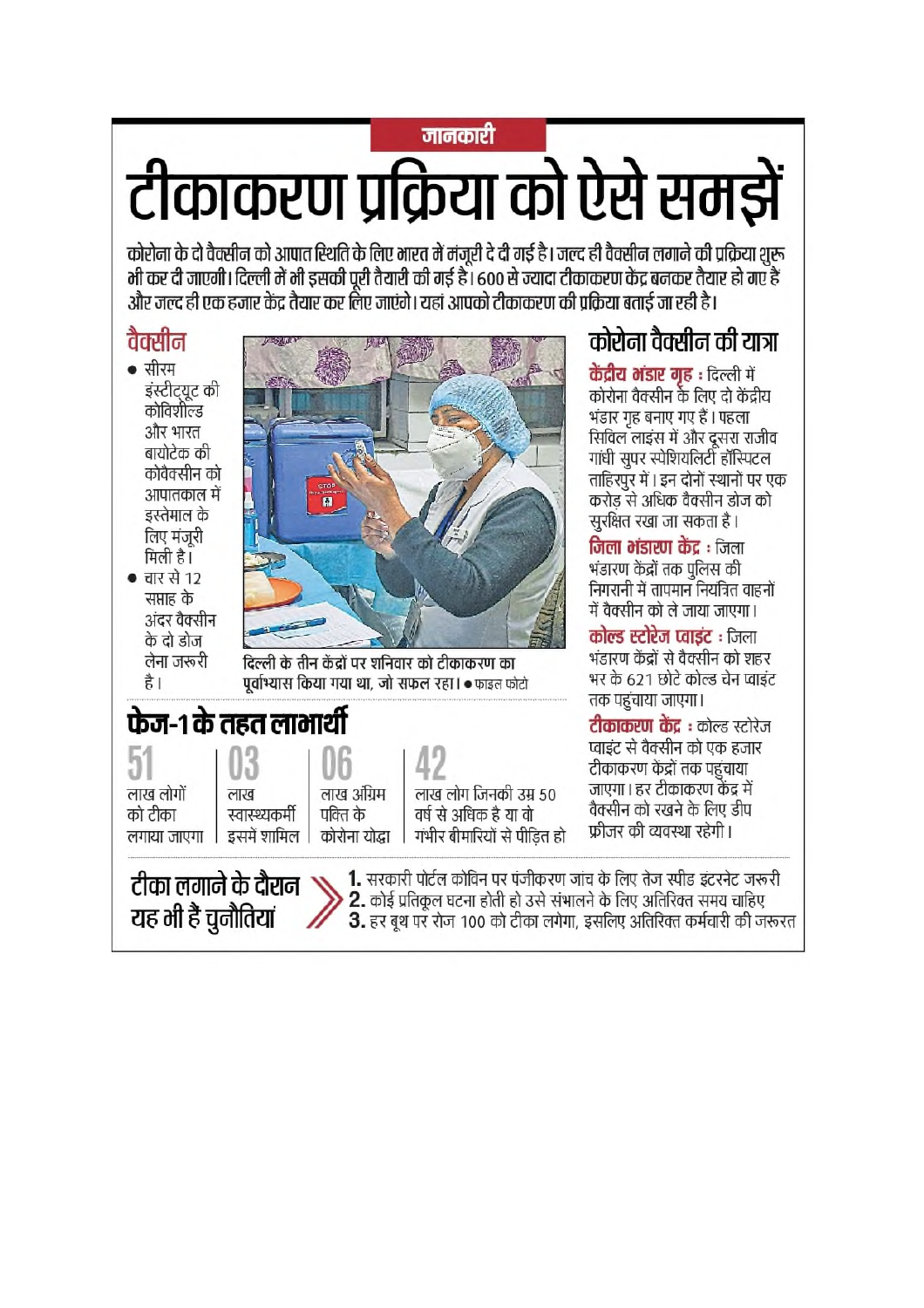जानकारी

# टीकाकरण प्रक्रिया को ऐसे समझें

**कोरोना के दो वैक्सीन को आपात स्थिति के लिए भारत में मंजूरी दे दी गई है। जल्द ही वैक्सीन लगाने की प्रक्रिया शुरू भी कर दी जाएगी। दिल्ली में भी इसकी पूरी तैयारी की गई है। 600 से ज्यादा टीकाकरण केंद्र बनकर तैयार हो गए हैं और जल्द ही एक हजार केंद्र तैयार कर लिए जाएंगे। यहां आपको टीकाकरण की प्रक्रिया बताई जा रही है।**

## वैक्सीन

- सीरम इंस्टीट्यूट की कोविशील्ड और भारत बायोटेक की कोवैक्सीन को आपातकाल में इस्तेमाल के लिए मंजूरी मिली है।
- चार से 12 सप्ताह के अंदर वैक्सीन के दो डोज लेना जरूरी है।

दिल्ली के तीन केंद्रों पर शनिवार को टीकाकरण का पूर्वाभ्यास किया गया था, जो सफल रहा। ● फाइल फोटो

## फेज-1 के तहत लाभार्थी

| 51 | 03 | 06 | 42 |
|---|---|---|---|
| लाख लोगों को टीका लगाया जाएगा | लाख स्वास्थ्यकर्मी इसमें शामिल | लाख अग्रिम पंक्ति के कोरोना योद्धा | लाख लोग जिनकी उम्र 50 वर्ष से अधिक है या वो गंभीर बीमारियों से पीड़ित हो |

## कोरोना वैक्सीन की यात्रा

**केंद्रीय भंडार गृह :** दिल्ली में कोरोना वैक्सीन के लिए दो केंद्रीय भंडार गृह बनाए गए हैं। पहला सिविल लाइंस में और दूसरा राजीव गांधी सुपर स्पेशियलिटी हॉस्पिटल ताहिरपुर में। इन दोनों स्थानों पर एक करोड़ से अधिक वैक्सीन डोज को सुरक्षित रखा जा सकता है।

**जिला भंडारण केंद्र :** जिला भंडारण केंद्रों तक पुलिस की निगरानी में तापमान नियंत्रित वाहनों में वैक्सीन को ले जाया जाएगा।

**कोल्ड स्टोरेज प्वाइंट :** जिला भंडारण केंद्रों से वैक्सीन को शहर भर के 621 छोटे कोल्ड चेन प्वाइंट तक पहुंचाया जाएगा।

**टीकाकरण केंद्र :** कोल्ड स्टोरेज प्वाइंट से वैक्सीन को एक हजार टीकाकरण केंद्रों तक पहुंचाया जाएगा। हर टीकाकरण केंद्र में वैक्सीन को रखने के लिए डीप फ्रीजर की व्यवस्था रहेगी।

## टीका लगाने के दौरान यह भी हैं चुनौतियां

1. सरकारी पोर्टल कोविन पर पंजीकरण जांच के लिए तेज स्पीड इंटरनेट जरूरी
2. कोई प्रतिकूल घटना होती हो उसे संभालने के लिए अतिरिक्त समय चाहिए
3. हर बूथ पर रोज 100 को टीका लगेगा, इसलिए अतिरिक्त कर्मचारी की जरूरत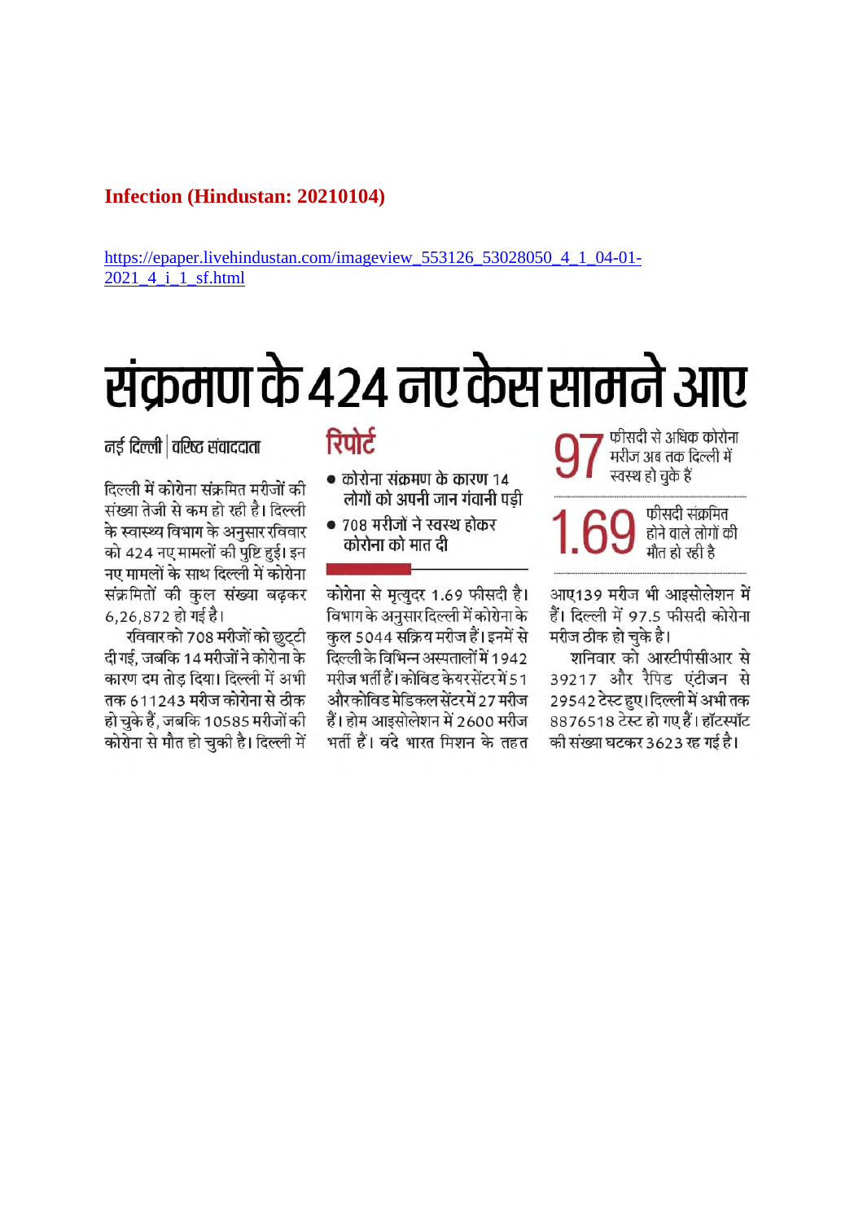**Infection (Hindustan: 20210104)**

https://epaper.livehindustan.com/imageview_553126_53028050_4_1_04-01-2021_4_i_1_sf.html

# संक्रमण के 424 नए केस सामने आए

नई दिल्ली | वरिष्ठ संवाददाता

दिल्ली में कोरोना संक्रमित मरीजों की संख्या तेजी से कम हो रही है। दिल्ली के स्वास्थ्य विभाग के अनुसार रविवार को 424 नए मामलों की पुष्टि हुई। इन नए मामलों के साथ दिल्ली में कोरोना संक्रमितों की कुल संख्या बढ़कर 6,26,872 हो गई है।

रविवार को 708 मरीजों को छुट्टी दी गई, जबकि 14 मरीजों ने कोरोना के कारण दम तोड़ दिया। दिल्ली में अभी तक 611243 मरीज कोरोना से ठीक हो चुके हैं, जबकि 10585 मरीजों की कोरोना से मौत हो चुकी है। दिल्ली में कोरोना से मृत्युदर 1.69 फीसदी है। विभाग के अनुसार दिल्ली में कोरोना के कुल 5044 सक्रिय मरीज हैं। इनमें से दिल्ली के विभिन्न अस्पतालों में 1942 मरीज भर्ती हैं। कोविड केयर सेंटर में 51 और कोविड मेडिकल सेंटर में 27 मरीज हैं। होम आइसोलेशन में 2600 मरीज भर्ती हैं। वंदे भारत मिशन के तहत आए 139 मरीज भी आइसोलेशन में हैं। दिल्ली में 97.5 फीसदी कोरोना मरीज ठीक हो चुके है।

शनिवार को आरटीपीसीआर से 39217 और रैपिड एंटीजन से 29542 टेस्ट हुए। दिल्ली में अभी तक 8876518 टेस्ट हो गए हैं। हॉटस्पॉट की संख्या घटकर 3623 रह गई है।

## रिपोर्ट

- कोरोना संक्रमण के कारण 14 लोगों को अपनी जान गंवानी पड़ी
- 708 मरीजों ने स्वस्थ होकर कोरोना को मात दी

**97** फीसदी से अधिक कोरोना मरीज अब तक दिल्ली में स्वस्थ हो चुके हैं

**1.69** फीसदी संक्रमित होने वाले लोगों की मौत हो रही है